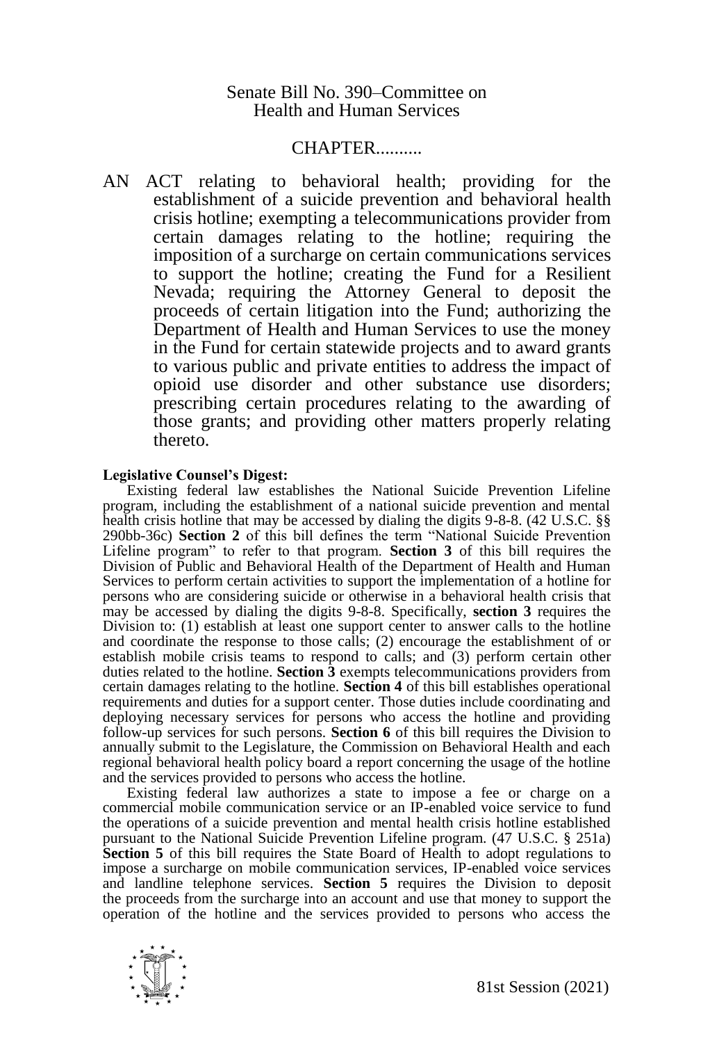Senate Bill No. 390–Committee on Health and Human Services

CHAPTER..........

AN ACT relating to behavioral health; providing for the establishment of a suicide prevention and behavioral health crisis hotline; exempting a telecommunications provider from certain damages relating to the hotline; requiring the imposition of a surcharge on certain communications services to support the hotline; creating the Fund for a Resilient Nevada; requiring the Attorney General to deposit the proceeds of certain litigation into the Fund; authorizing the Department of Health and Human Services to use the money in the Fund for certain statewide projects and to award grants to various public and private entities to address the impact of opioid use disorder and other substance use disorders; prescribing certain procedures relating to the awarding of those grants; and providing other matters properly relating thereto.

**Legislative Counsel's Digest:**

Existing federal law establishes the National Suicide Prevention Lifeline program, including the establishment of a national suicide prevention and mental health crisis hotline that may be accessed by dialing the digits 9-8-8. (42 U.S.C. §§ 290bb-36c) **Section 2** of this bill defines the term "National Suicide Prevention Lifeline program" to refer to that program. **Section 3** of this bill requires the Division of Public and Behavioral Health of the Department of Health and Human Services to perform certain activities to support the implementation of a hotline for persons who are considering suicide or otherwise in a behavioral health crisis that may be accessed by dialing the digits 9-8-8. Specifically, **section 3** requires the Division to: (1) establish at least one support center to answer calls to the hotline and coordinate the response to those calls; (2) encourage the establishment of or establish mobile crisis teams to respond to calls; and (3) perform certain other duties related to the hotline. **Section 3** exempts telecommunications providers from certain damages relating to the hotline. **Section 4** of this bill establishes operational requirements and duties for a support center. Those duties include coordinating and deploying necessary services for persons who access the hotline and providing follow-up services for such persons. **Section 6** of this bill requires the Division to annually submit to the Legislature, the Commission on Behavioral Health and each regional behavioral health policy board a report concerning the usage of the hotline and the services provided to persons who access the hotline.

Existing federal law authorizes a state to impose a fee or charge on a commercial mobile communication service or an IP-enabled voice service to fund the operations of a suicide prevention and mental health crisis hotline established pursuant to the National Suicide Prevention Lifeline program. (47 U.S.C. § 251a) **Section 5** of this bill requires the State Board of Health to adopt regulations to impose a surcharge on mobile communication services, IP-enabled voice services and landline telephone services. **Section 5** requires the Division to deposit the proceeds from the surcharge into an account and use that money to support the operation of the hotline and the services provided to persons who access the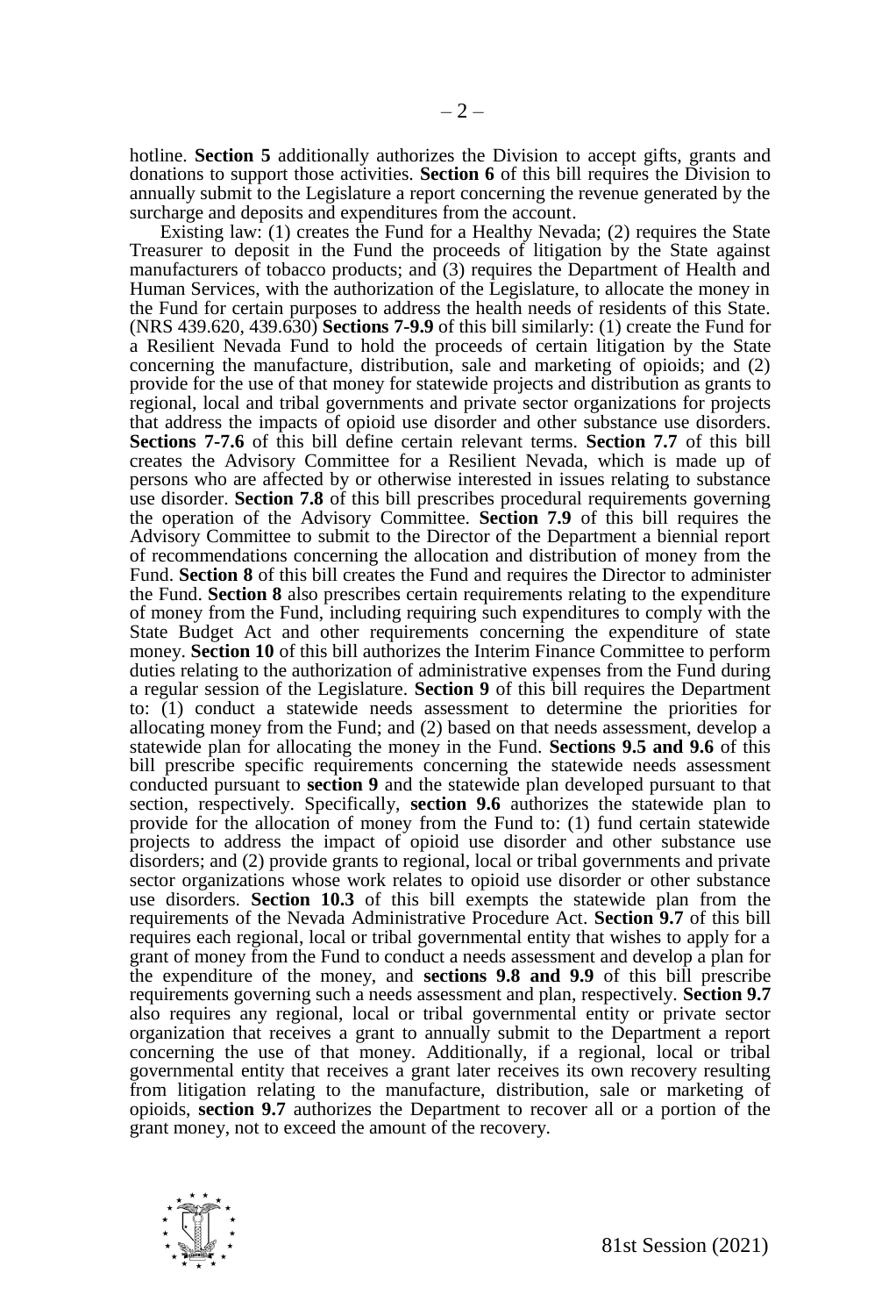hotline. **Section 5** additionally authorizes the Division to accept gifts, grants and donations to support those activities. **Section 6** of this bill requires the Division to annually submit to the Legislature a report concerning the revenue generated by the surcharge and deposits and expenditures from the account.

Existing law: (1) creates the Fund for a Healthy Nevada; (2) requires the State Treasurer to deposit in the Fund the proceeds of litigation by the State against manufacturers of tobacco products; and (3) requires the Department of Health and Human Services, with the authorization of the Legislature, to allocate the money in the Fund for certain purposes to address the health needs of residents of this State. (NRS 439.620, 439.630) **Sections 7-9.9** of this bill similarly: (1) create the Fund for a Resilient Nevada Fund to hold the proceeds of certain litigation by the State concerning the manufacture, distribution, sale and marketing of opioids; and (2) provide for the use of that money for statewide projects and distribution as grants to regional, local and tribal governments and private sector organizations for projects that address the impacts of opioid use disorder and other substance use disorders. **Sections 7-7.6** of this bill define certain relevant terms. **Section 7.7** of this bill creates the Advisory Committee for a Resilient Nevada, which is made up of persons who are affected by or otherwise interested in issues relating to substance use disorder. **Section 7.8** of this bill prescribes procedural requirements governing the operation of the Advisory Committee. **Section 7.9** of this bill requires the Advisory Committee to submit to the Director of the Department a biennial report of recommendations concerning the allocation and distribution of money from the Fund. **Section 8** of this bill creates the Fund and requires the Director to administer the Fund. **Section 8** also prescribes certain requirements relating to the expenditure of money from the Fund, including requiring such expenditures to comply with the State Budget Act and other requirements concerning the expenditure of state money. **Section 10** of this bill authorizes the Interim Finance Committee to perform duties relating to the authorization of administrative expenses from the Fund during a regular session of the Legislature. **Section 9** of this bill requires the Department to: (1) conduct a statewide needs assessment to determine the priorities for allocating money from the Fund; and (2) based on that needs assessment, develop a statewide plan for allocating the money in the Fund. **Sections 9.5 and 9.6** of this bill prescribe specific requirements concerning the statewide needs assessment conducted pursuant to **section 9** and the statewide plan developed pursuant to that section, respectively. Specifically, **section 9.6** authorizes the statewide plan to provide for the allocation of money from the Fund to: (1) fund certain statewide projects to address the impact of opioid use disorder and other substance use disorders; and (2) provide grants to regional, local or tribal governments and private sector organizations whose work relates to opioid use disorder or other substance use disorders. **Section 10.3** of this bill exempts the statewide plan from the requirements of the Nevada Administrative Procedure Act. **Section 9.7** of this bill requires each regional, local or tribal governmental entity that wishes to apply for a grant of money from the Fund to conduct a needs assessment and develop a plan for the expenditure of the money, and **sections 9.8 and 9.9** of this bill prescribe requirements governing such a needs assessment and plan, respectively. **Section 9.7** also requires any regional, local or tribal governmental entity or private sector organization that receives a grant to annually submit to the Department a report concerning the use of that money. Additionally, if a regional, local or tribal governmental entity that receives a grant later receives its own recovery resulting from litigation relating to the manufacture, distribution, sale or marketing of opioids, **section 9.7** authorizes the Department to recover all or a portion of the grant money, not to exceed the amount of the recovery.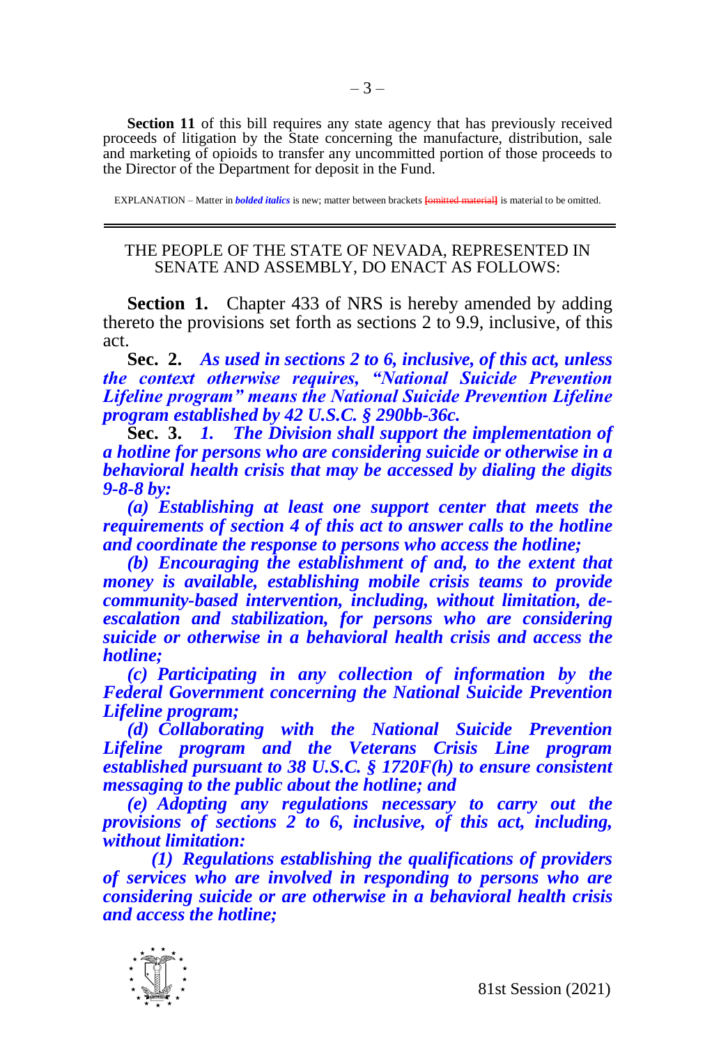**Section 11** of this bill requires any state agency that has previously received proceeds of litigation by the State concerning the manufacture, distribution, sale and marketing of opioids to transfer any uncommitted portion of those proceeds to the Director of the Department for deposit in the Fund.

EXPLANATION – Matter in ***bolded italics*** is new; matter between brackets [omitted material] is material to be omitted.

---

THE PEOPLE OF THE STATE OF NEVADA, REPRESENTED IN SENATE AND ASSEMBLY, DO ENACT AS FOLLOWS:

**Section 1.** Chapter 433 of NRS is hereby amended by adding thereto the provisions set forth as sections 2 to 9.9, inclusive, of this act.

**Sec. 2.** ***As used in sections 2 to 6, inclusive, of this act, unless the context otherwise requires, "National Suicide Prevention Lifeline program" means the National Suicide Prevention Lifeline program established by 42 U.S.C. § 290bb-36c.***

**Sec. 3.** ***1. The Division shall support the implementation of a hotline for persons who are considering suicide or otherwise in a behavioral health crisis that may be accessed by dialing the digits 9-8-8 by:***

***(a) Establishing at least one support center that meets the requirements of section 4 of this act to answer calls to the hotline and coordinate the response to persons who access the hotline;***

***(b) Encouraging the establishment of and, to the extent that money is available, establishing mobile crisis teams to provide community-based intervention, including, without limitation, de-escalation and stabilization, for persons who are considering suicide or otherwise in a behavioral health crisis and access the hotline;***

***(c) Participating in any collection of information by the Federal Government concerning the National Suicide Prevention Lifeline program;***

***(d) Collaborating with the National Suicide Prevention Lifeline program and the Veterans Crisis Line program established pursuant to 38 U.S.C. § 1720F(h) to ensure consistent messaging to the public about the hotline; and***

***(e) Adopting any regulations necessary to carry out the provisions of sections 2 to 6, inclusive, of this act, including, without limitation:***

***(1) Regulations establishing the qualifications of providers of services who are involved in responding to persons who are considering suicide or are otherwise in a behavioral health crisis and access the hotline;***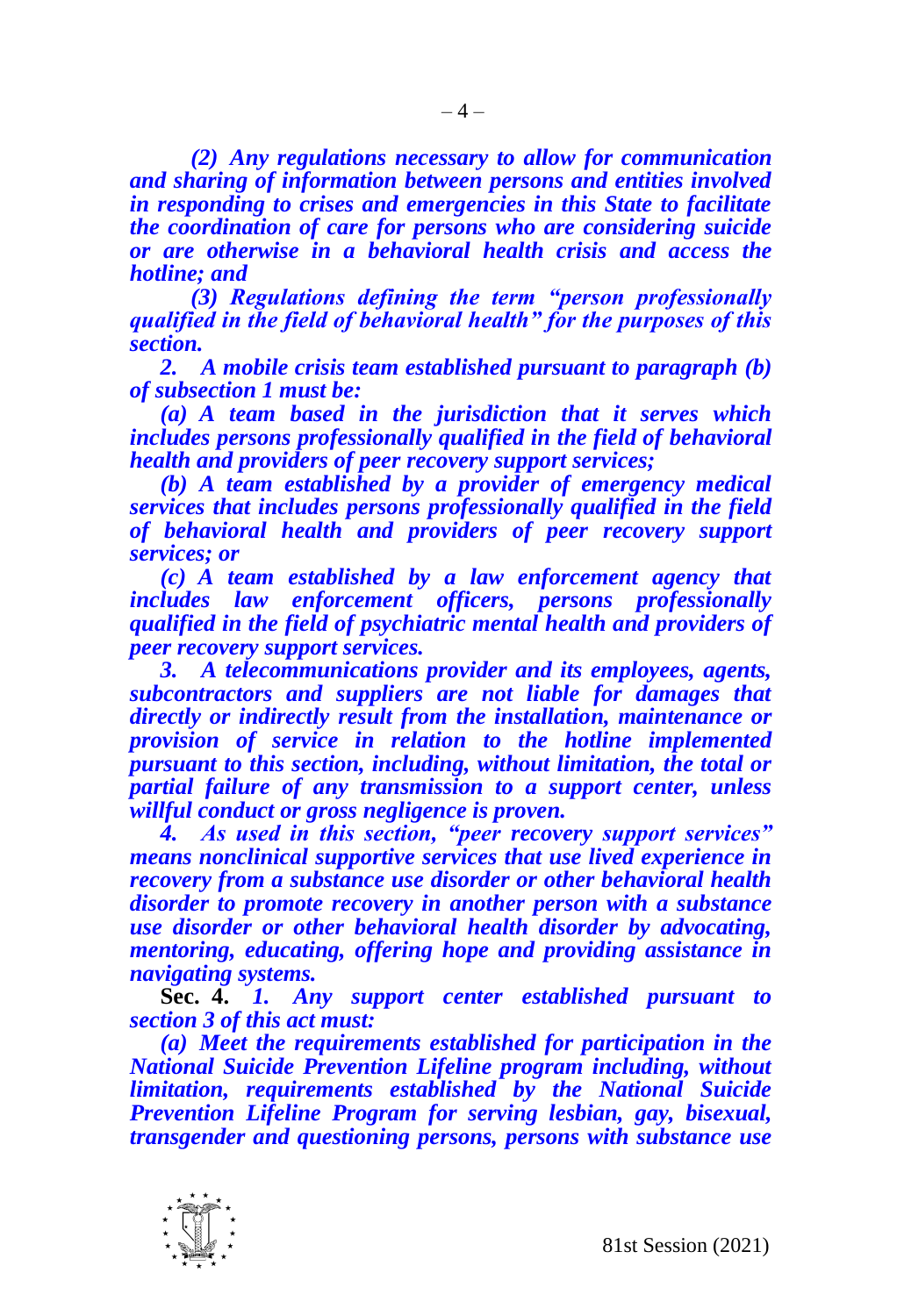*(2) Any regulations necessary to allow for communication and sharing of information between persons and entities involved in responding to crises and emergencies in this State to facilitate the coordination of care for persons who are considering suicide or are otherwise in a behavioral health crisis and access the hotline; and*

*(3) Regulations defining the term "person professionally qualified in the field of behavioral health" for the purposes of this section.*

*2. A mobile crisis team established pursuant to paragraph (b) of subsection 1 must be:*

*(a) A team based in the jurisdiction that it serves which includes persons professionally qualified in the field of behavioral health and providers of peer recovery support services;*

*(b) A team established by a provider of emergency medical services that includes persons professionally qualified in the field of behavioral health and providers of peer recovery support services; or*

*(c) A team established by a law enforcement agency that includes law enforcement officers, persons professionally qualified in the field of psychiatric mental health and providers of peer recovery support services.*

*3. A telecommunications provider and its employees, agents, subcontractors and suppliers are not liable for damages that directly or indirectly result from the installation, maintenance or provision of service in relation to the hotline implemented pursuant to this section, including, without limitation, the total or partial failure of any transmission to a support center, unless willful conduct or gross negligence is proven.*

*4. As used in this section, "peer recovery support services" means nonclinical supportive services that use lived experience in recovery from a substance use disorder or other behavioral health disorder to promote recovery in another person with a substance use disorder or other behavioral health disorder by advocating, mentoring, educating, offering hope and providing assistance in navigating systems.*

**Sec. 4.** *1. Any support center established pursuant to section 3 of this act must:*

*(a) Meet the requirements established for participation in the National Suicide Prevention Lifeline program including, without limitation, requirements established by the National Suicide Prevention Lifeline Program for serving lesbian, gay, bisexual, transgender and questioning persons, persons with substance use*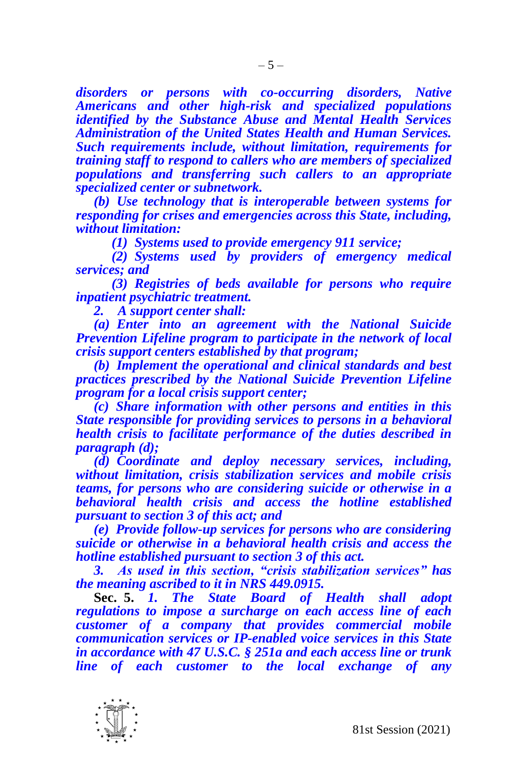***disorders or persons with co-occurring disorders, Native Americans and other high-risk and specialized populations identified by the Substance Abuse and Mental Health Services Administration of the United States Health and Human Services. Such requirements include, without limitation, requirements for training staff to respond to callers who are members of specialized populations and transferring such callers to an appropriate specialized center or subnetwork.***

***(b) Use technology that is interoperable between systems for responding for crises and emergencies across this State, including, without limitation:***

***(1) Systems used to provide emergency 911 service;***

***(2) Systems used by providers of emergency medical services; and***

***(3) Registries of beds available for persons who require inpatient psychiatric treatment.***

***2. A support center shall:***

***(a) Enter into an agreement with the National Suicide Prevention Lifeline program to participate in the network of local crisis support centers established by that program;***

***(b) Implement the operational and clinical standards and best practices prescribed by the National Suicide Prevention Lifeline program for a local crisis support center;***

***(c) Share information with other persons and entities in this State responsible for providing services to persons in a behavioral health crisis to facilitate performance of the duties described in paragraph (d);***

***(d) Coordinate and deploy necessary services, including, without limitation, crisis stabilization services and mobile crisis teams, for persons who are considering suicide or otherwise in a behavioral health crisis and access the hotline established pursuant to section 3 of this act; and***

***(e) Provide follow-up services for persons who are considering suicide or otherwise in a behavioral health crisis and access the hotline established pursuant to section 3 of this act.***

***3. As used in this section, "crisis stabilization services" has the meaning ascribed to it in NRS 449.0915.***

**Sec. 5.** ***1. The State Board of Health shall adopt regulations to impose a surcharge on each access line of each customer of a company that provides commercial mobile communication services or IP-enabled voice services in this State in accordance with 47 U.S.C. § 251a and each access line or trunk line of each customer to the local exchange of any***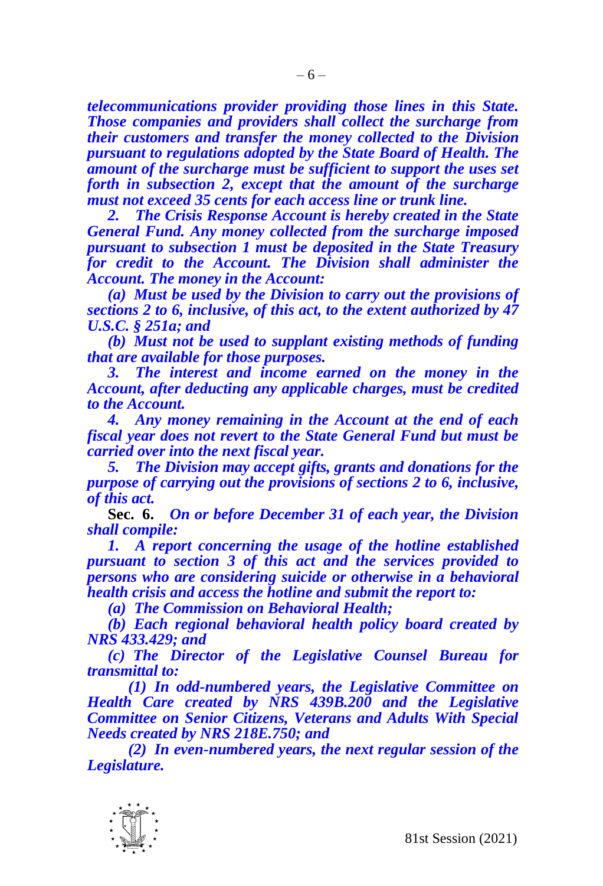***telecommunications provider providing those lines in this State. Those companies and providers shall collect the surcharge from their customers and transfer the money collected to the Division pursuant to regulations adopted by the State Board of Health. The amount of the surcharge must be sufficient to support the uses set forth in subsection 2, except that the amount of the surcharge must not exceed 35 cents for each access line or trunk line.***

***2. The Crisis Response Account is hereby created in the State General Fund. Any money collected from the surcharge imposed pursuant to subsection 1 must be deposited in the State Treasury for credit to the Account. The Division shall administer the Account. The money in the Account:***

***(a) Must be used by the Division to carry out the provisions of sections 2 to 6, inclusive, of this act, to the extent authorized by 47 U.S.C. § 251a; and***

***(b) Must not be used to supplant existing methods of funding that are available for those purposes.***

***3. The interest and income earned on the money in the Account, after deducting any applicable charges, must be credited to the Account.***

***4. Any money remaining in the Account at the end of each fiscal year does not revert to the State General Fund but must be carried over into the next fiscal year.***

***5. The Division may accept gifts, grants and donations for the purpose of carrying out the provisions of sections 2 to 6, inclusive, of this act.***

**Sec. 6.** ***On or before December 31 of each year, the Division shall compile:***

***1. A report concerning the usage of the hotline established pursuant to section 3 of this act and the services provided to persons who are considering suicide or otherwise in a behavioral health crisis and access the hotline and submit the report to:***

***(a) The Commission on Behavioral Health;***

***(b) Each regional behavioral health policy board created by NRS 433.429; and***

***(c) The Director of the Legislative Counsel Bureau for transmittal to:***

***(1) In odd-numbered years, the Legislative Committee on Health Care created by NRS 439B.200 and the Legislative Committee on Senior Citizens, Veterans and Adults With Special Needs created by NRS 218E.750; and***

***(2) In even-numbered years, the next regular session of the Legislature.***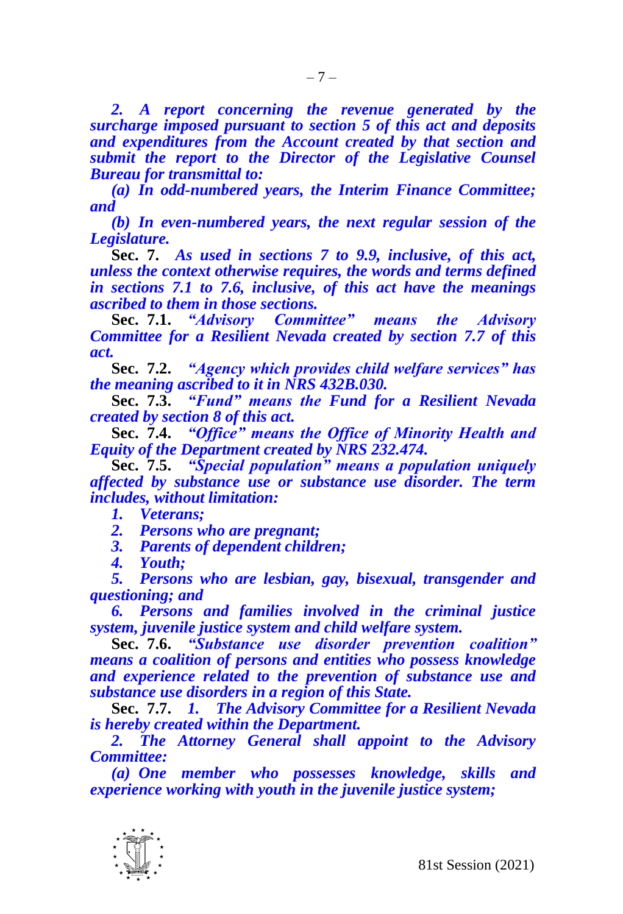***2. A report concerning the revenue generated by the surcharge imposed pursuant to section 5 of this act and deposits and expenditures from the Account created by that section and submit the report to the Director of the Legislative Counsel Bureau for transmittal to:***

***(a) In odd-numbered years, the Interim Finance Committee; and***

***(b) In even-numbered years, the next regular session of the Legislature.***

**Sec. 7.** ***As used in sections 7 to 9.9, inclusive, of this act, unless the context otherwise requires, the words and terms defined in sections 7.1 to 7.6, inclusive, of this act have the meanings ascribed to them in those sections.***

**Sec. 7.1.** ***"Advisory Committee" means the Advisory Committee for a Resilient Nevada created by section 7.7 of this act.***

**Sec. 7.2.** ***"Agency which provides child welfare services" has the meaning ascribed to it in NRS 432B.030.***

**Sec. 7.3.** ***"Fund" means the Fund for a Resilient Nevada created by section 8 of this act.***

**Sec. 7.4.** ***"Office" means the Office of Minority Health and Equity of the Department created by NRS 232.474.***

**Sec. 7.5.** ***"Special population" means a population uniquely affected by substance use or substance use disorder. The term includes, without limitation:***

***1. Veterans;***

***2. Persons who are pregnant;***

***3. Parents of dependent children;***

***4. Youth;***

***5. Persons who are lesbian, gay, bisexual, transgender and questioning; and***

***6. Persons and families involved in the criminal justice system, juvenile justice system and child welfare system.***

**Sec. 7.6.** ***"Substance use disorder prevention coalition" means a coalition of persons and entities who possess knowledge and experience related to the prevention of substance use and substance use disorders in a region of this State.***

**Sec. 7.7.** ***1. The Advisory Committee for a Resilient Nevada is hereby created within the Department.***

***2. The Attorney General shall appoint to the Advisory Committee:***

***(a) One member who possesses knowledge, skills and experience working with youth in the juvenile justice system;***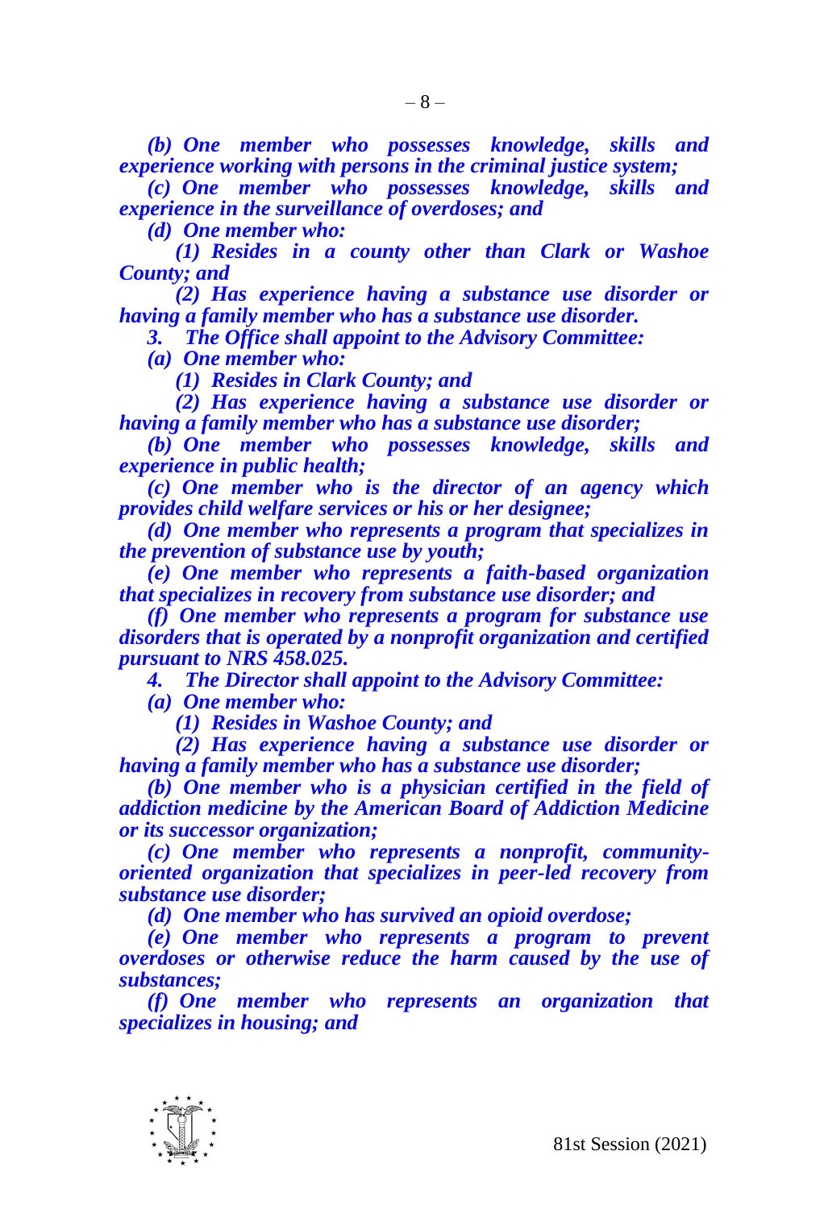***(b) One member who possesses knowledge, skills and experience working with persons in the criminal justice system;***

***(c) One member who possesses knowledge, skills and experience in the surveillance of overdoses; and***

***(d) One member who:***

***(1) Resides in a county other than Clark or Washoe County; and***

***(2) Has experience having a substance use disorder or having a family member who has a substance use disorder.***

***3. The Office shall appoint to the Advisory Committee:***

***(a) One member who:***

***(1) Resides in Clark County; and***

***(2) Has experience having a substance use disorder or having a family member who has a substance use disorder;***

***(b) One member who possesses knowledge, skills and experience in public health;***

***(c) One member who is the director of an agency which provides child welfare services or his or her designee;***

***(d) One member who represents a program that specializes in the prevention of substance use by youth;***

***(e) One member who represents a faith-based organization that specializes in recovery from substance use disorder; and***

***(f) One member who represents a program for substance use disorders that is operated by a nonprofit organization and certified pursuant to NRS 458.025.***

***4. The Director shall appoint to the Advisory Committee:***

***(a) One member who:***

***(1) Resides in Washoe County; and***

***(2) Has experience having a substance use disorder or having a family member who has a substance use disorder;***

***(b) One member who is a physician certified in the field of addiction medicine by the American Board of Addiction Medicine or its successor organization;***

***(c) One member who represents a nonprofit, community-oriented organization that specializes in peer-led recovery from substance use disorder;***

***(d) One member who has survived an opioid overdose;***

***(e) One member who represents a program to prevent overdoses or otherwise reduce the harm caused by the use of substances;***

***(f) One member who represents an organization that specializes in housing; and***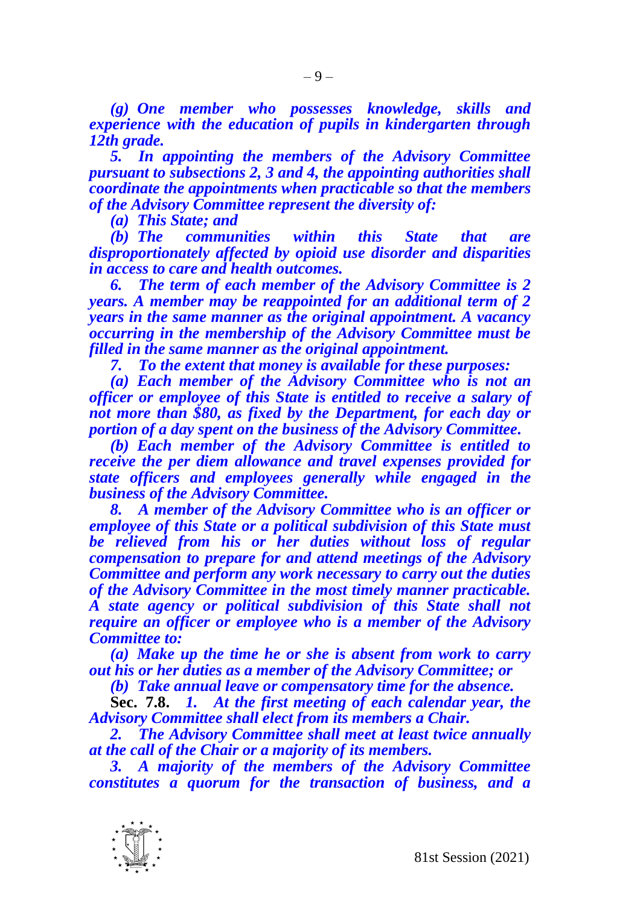***(g) One member who possesses knowledge, skills and experience with the education of pupils in kindergarten through 12th grade.***

***5. In appointing the members of the Advisory Committee pursuant to subsections 2, 3 and 4, the appointing authorities shall coordinate the appointments when practicable so that the members of the Advisory Committee represent the diversity of:***

***(a) This State; and***

***(b) The communities within this State that are disproportionately affected by opioid use disorder and disparities in access to care and health outcomes.***

***6. The term of each member of the Advisory Committee is 2 years. A member may be reappointed for an additional term of 2 years in the same manner as the original appointment. A vacancy occurring in the membership of the Advisory Committee must be filled in the same manner as the original appointment.***

***7. To the extent that money is available for these purposes:***

***(a) Each member of the Advisory Committee who is not an officer or employee of this State is entitled to receive a salary of not more than $80, as fixed by the Department, for each day or portion of a day spent on the business of the Advisory Committee.***

***(b) Each member of the Advisory Committee is entitled to receive the per diem allowance and travel expenses provided for state officers and employees generally while engaged in the business of the Advisory Committee.***

***8. A member of the Advisory Committee who is an officer or employee of this State or a political subdivision of this State must be relieved from his or her duties without loss of regular compensation to prepare for and attend meetings of the Advisory Committee and perform any work necessary to carry out the duties of the Advisory Committee in the most timely manner practicable. A state agency or political subdivision of this State shall not require an officer or employee who is a member of the Advisory Committee to:***

***(a) Make up the time he or she is absent from work to carry out his or her duties as a member of the Advisory Committee; or***

***(b) Take annual leave or compensatory time for the absence.***

**Sec. 7.8.** ***1. At the first meeting of each calendar year, the Advisory Committee shall elect from its members a Chair.***

***2. The Advisory Committee shall meet at least twice annually at the call of the Chair or a majority of its members.***

***3. A majority of the members of the Advisory Committee constitutes a quorum for the transaction of business, and a***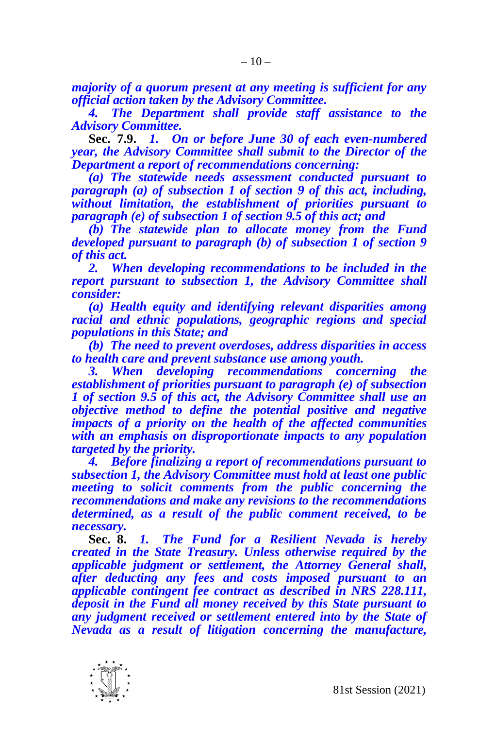***majority of a quorum present at any meeting is sufficient for any official action taken by the Advisory Committee.***

***4. The Department shall provide staff assistance to the Advisory Committee.***

**Sec. 7.9.** ***1. On or before June 30 of each even-numbered year, the Advisory Committee shall submit to the Director of the Department a report of recommendations concerning:***

***(a) The statewide needs assessment conducted pursuant to paragraph (a) of subsection 1 of section 9 of this act, including, without limitation, the establishment of priorities pursuant to paragraph (e) of subsection 1 of section 9.5 of this act; and***

***(b) The statewide plan to allocate money from the Fund developed pursuant to paragraph (b) of subsection 1 of section 9 of this act.***

***2. When developing recommendations to be included in the report pursuant to subsection 1, the Advisory Committee shall consider:***

***(a) Health equity and identifying relevant disparities among racial and ethnic populations, geographic regions and special populations in this State; and***

***(b) The need to prevent overdoses, address disparities in access to health care and prevent substance use among youth.***

***3. When developing recommendations concerning the establishment of priorities pursuant to paragraph (e) of subsection 1 of section 9.5 of this act, the Advisory Committee shall use an objective method to define the potential positive and negative impacts of a priority on the health of the affected communities with an emphasis on disproportionate impacts to any population targeted by the priority.***

***4. Before finalizing a report of recommendations pursuant to subsection 1, the Advisory Committee must hold at least one public meeting to solicit comments from the public concerning the recommendations and make any revisions to the recommendations determined, as a result of the public comment received, to be necessary.***

**Sec. 8.** ***1. The Fund for a Resilient Nevada is hereby created in the State Treasury. Unless otherwise required by the applicable judgment or settlement, the Attorney General shall, after deducting any fees and costs imposed pursuant to an applicable contingent fee contract as described in NRS 228.111, deposit in the Fund all money received by this State pursuant to any judgment received or settlement entered into by the State of Nevada as a result of litigation concerning the manufacture,***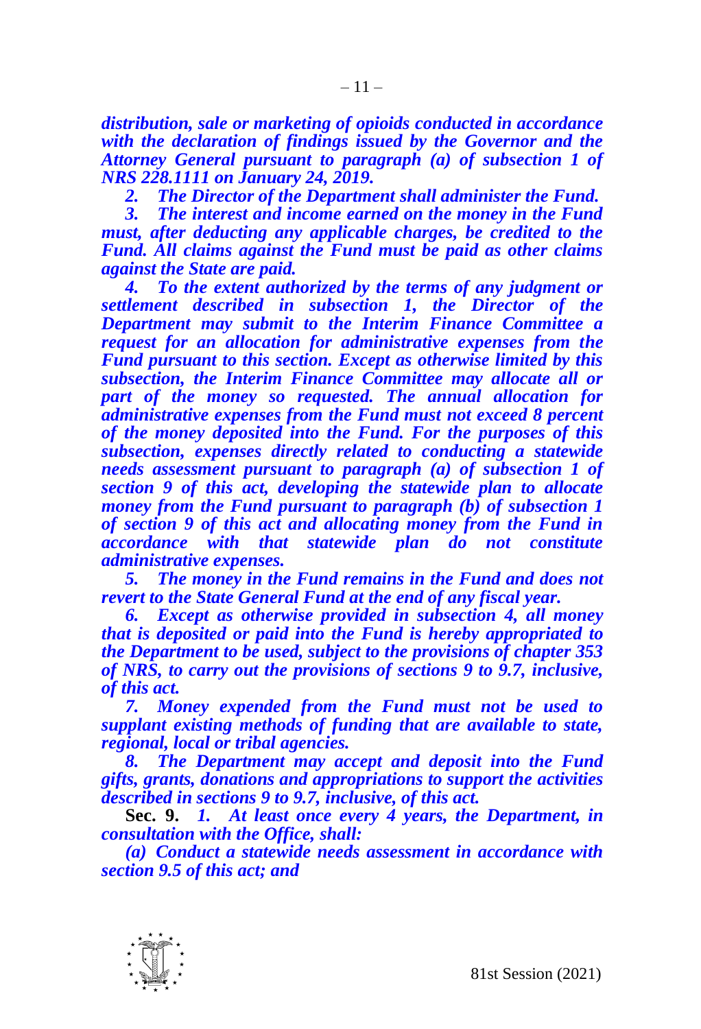*distribution, sale or marketing of opioids conducted in accordance with the declaration of findings issued by the Governor and the Attorney General pursuant to paragraph (a) of subsection 1 of NRS 228.1111 on January 24, 2019.*

*2. The Director of the Department shall administer the Fund.*

*3. The interest and income earned on the money in the Fund must, after deducting any applicable charges, be credited to the Fund. All claims against the Fund must be paid as other claims against the State are paid.*

*4. To the extent authorized by the terms of any judgment or settlement described in subsection 1, the Director of the Department may submit to the Interim Finance Committee a request for an allocation for administrative expenses from the Fund pursuant to this section. Except as otherwise limited by this subsection, the Interim Finance Committee may allocate all or part of the money so requested. The annual allocation for administrative expenses from the Fund must not exceed 8 percent of the money deposited into the Fund. For the purposes of this subsection, expenses directly related to conducting a statewide needs assessment pursuant to paragraph (a) of subsection 1 of section 9 of this act, developing the statewide plan to allocate money from the Fund pursuant to paragraph (b) of subsection 1 of section 9 of this act and allocating money from the Fund in accordance with that statewide plan do not constitute administrative expenses.*

*5. The money in the Fund remains in the Fund and does not revert to the State General Fund at the end of any fiscal year.*

*6. Except as otherwise provided in subsection 4, all money that is deposited or paid into the Fund is hereby appropriated to the Department to be used, subject to the provisions of chapter 353 of NRS, to carry out the provisions of sections 9 to 9.7, inclusive, of this act.*

*7. Money expended from the Fund must not be used to supplant existing methods of funding that are available to state, regional, local or tribal agencies.*

*8. The Department may accept and deposit into the Fund gifts, grants, donations and appropriations to support the activities described in sections 9 to 9.7, inclusive, of this act.*

**Sec. 9.** *1. At least once every 4 years, the Department, in consultation with the Office, shall:*

*(a) Conduct a statewide needs assessment in accordance with section 9.5 of this act; and*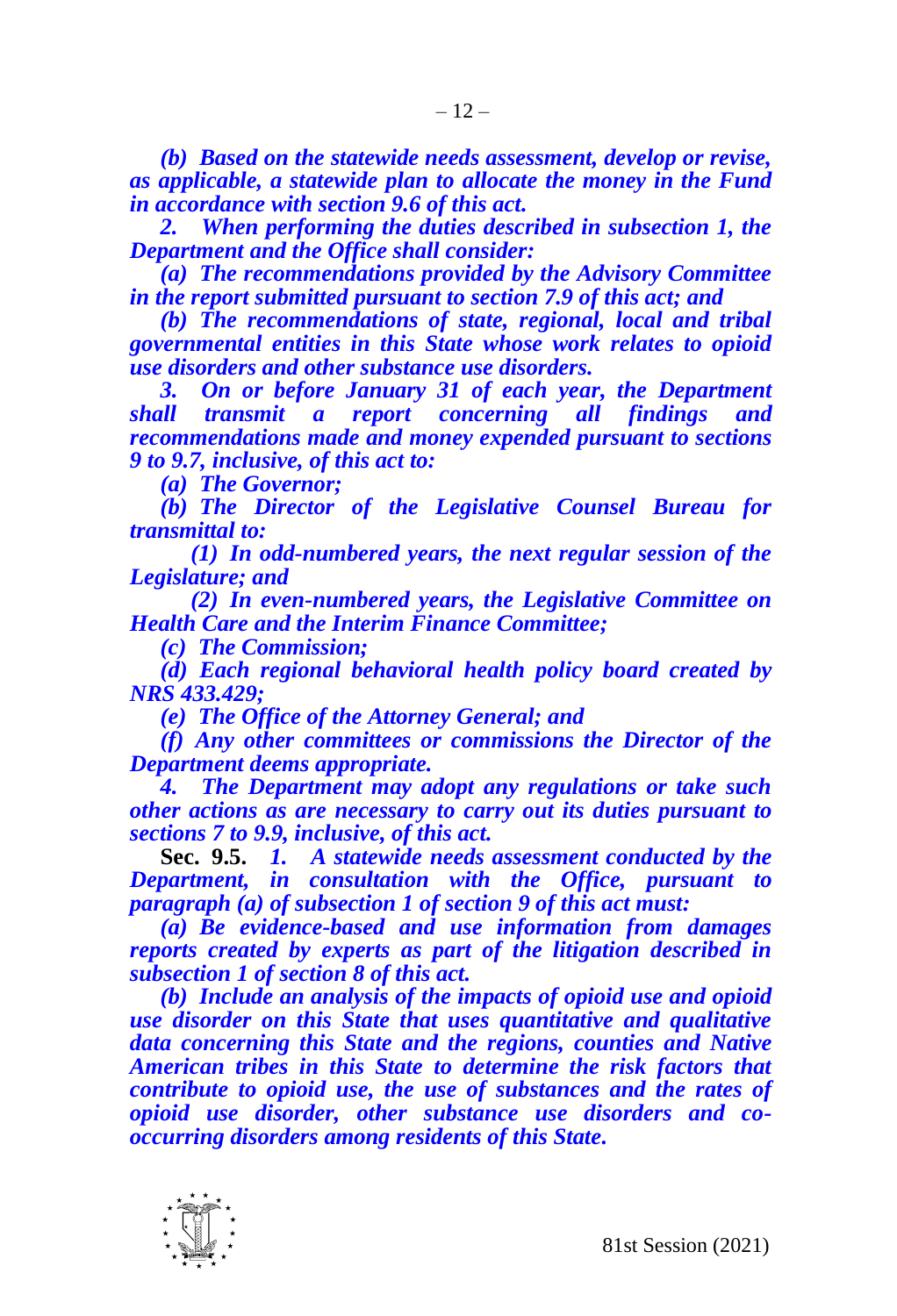*(b) Based on the statewide needs assessment, develop or revise, as applicable, a statewide plan to allocate the money in the Fund in accordance with section 9.6 of this act.*

*2. When performing the duties described in subsection 1, the Department and the Office shall consider:*

*(a) The recommendations provided by the Advisory Committee in the report submitted pursuant to section 7.9 of this act; and*

*(b) The recommendations of state, regional, local and tribal governmental entities in this State whose work relates to opioid use disorders and other substance use disorders.*

*3. On or before January 31 of each year, the Department shall transmit a report concerning all findings and recommendations made and money expended pursuant to sections 9 to 9.7, inclusive, of this act to:*

*(a) The Governor;*

*(b) The Director of the Legislative Counsel Bureau for transmittal to:*

*(1) In odd-numbered years, the next regular session of the Legislature; and*

*(2) In even-numbered years, the Legislative Committee on Health Care and the Interim Finance Committee;*

*(c) The Commission;*

*(d) Each regional behavioral health policy board created by NRS 433.429;*

*(e) The Office of the Attorney General; and*

*(f) Any other committees or commissions the Director of the Department deems appropriate.*

*4. The Department may adopt any regulations or take such other actions as are necessary to carry out its duties pursuant to sections 7 to 9.9, inclusive, of this act.*

**Sec. 9.5.** *1. A statewide needs assessment conducted by the Department, in consultation with the Office, pursuant to paragraph (a) of subsection 1 of section 9 of this act must:*

*(a) Be evidence-based and use information from damages reports created by experts as part of the litigation described in subsection 1 of section 8 of this act.*

*(b) Include an analysis of the impacts of opioid use and opioid use disorder on this State that uses quantitative and qualitative data concerning this State and the regions, counties and Native American tribes in this State to determine the risk factors that contribute to opioid use, the use of substances and the rates of opioid use disorder, other substance use disorders and co-occurring disorders among residents of this State.*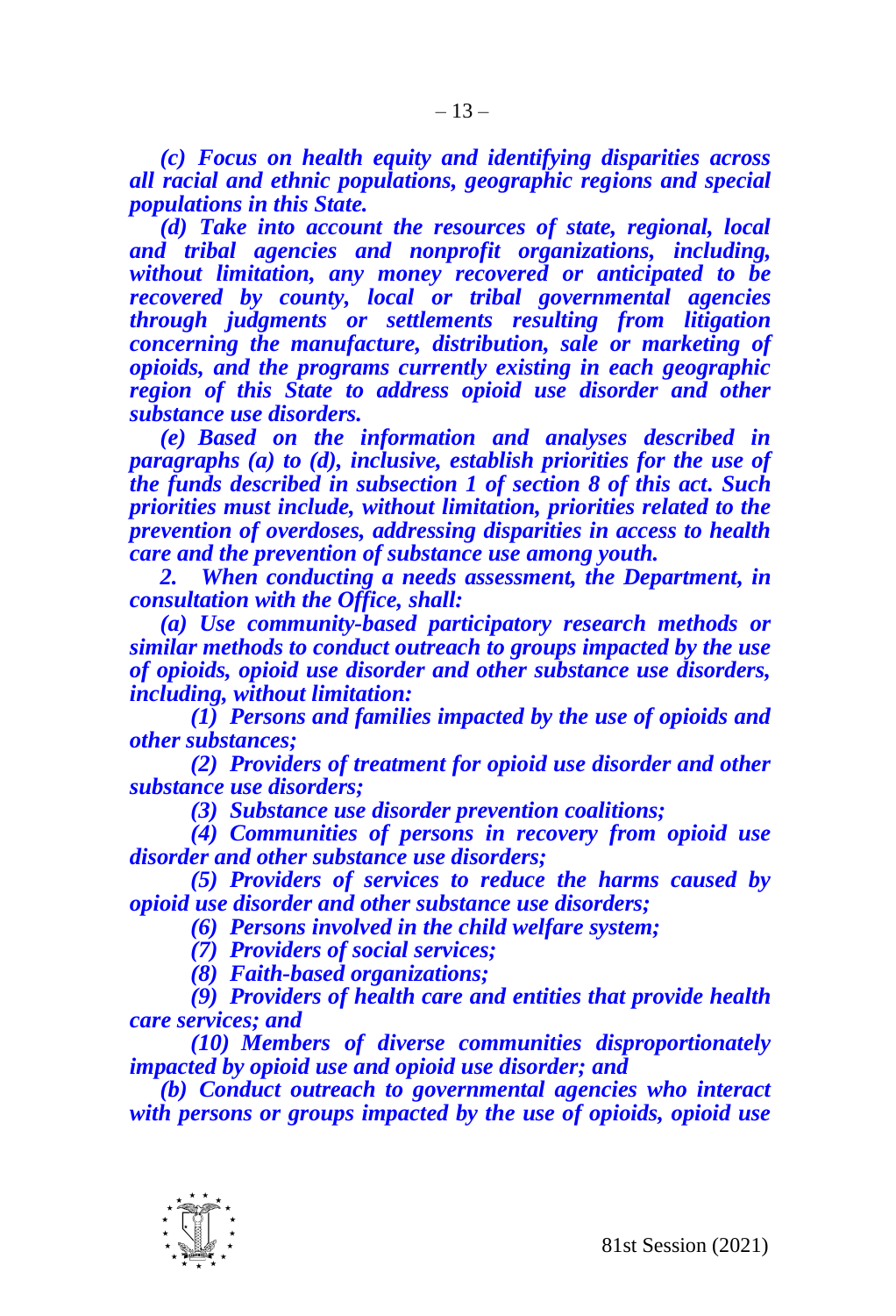*(c) Focus on health equity and identifying disparities across all racial and ethnic populations, geographic regions and special populations in this State.*

*(d) Take into account the resources of state, regional, local and tribal agencies and nonprofit organizations, including, without limitation, any money recovered or anticipated to be recovered by county, local or tribal governmental agencies through judgments or settlements resulting from litigation concerning the manufacture, distribution, sale or marketing of opioids, and the programs currently existing in each geographic region of this State to address opioid use disorder and other substance use disorders.*

*(e) Based on the information and analyses described in paragraphs (a) to (d), inclusive, establish priorities for the use of the funds described in subsection 1 of section 8 of this act. Such priorities must include, without limitation, priorities related to the prevention of overdoses, addressing disparities in access to health care and the prevention of substance use among youth.*

*2. When conducting a needs assessment, the Department, in consultation with the Office, shall:*

*(a) Use community-based participatory research methods or similar methods to conduct outreach to groups impacted by the use of opioids, opioid use disorder and other substance use disorders, including, without limitation:*

*(1) Persons and families impacted by the use of opioids and other substances;*

*(2) Providers of treatment for opioid use disorder and other substance use disorders;*

*(3) Substance use disorder prevention coalitions;*

*(4) Communities of persons in recovery from opioid use disorder and other substance use disorders;*

*(5) Providers of services to reduce the harms caused by opioid use disorder and other substance use disorders;*

*(6) Persons involved in the child welfare system;*

*(7) Providers of social services;*

*(8) Faith-based organizations;*

*(9) Providers of health care and entities that provide health care services; and*

*(10) Members of diverse communities disproportionately impacted by opioid use and opioid use disorder; and*

*(b) Conduct outreach to governmental agencies who interact with persons or groups impacted by the use of opioids, opioid use*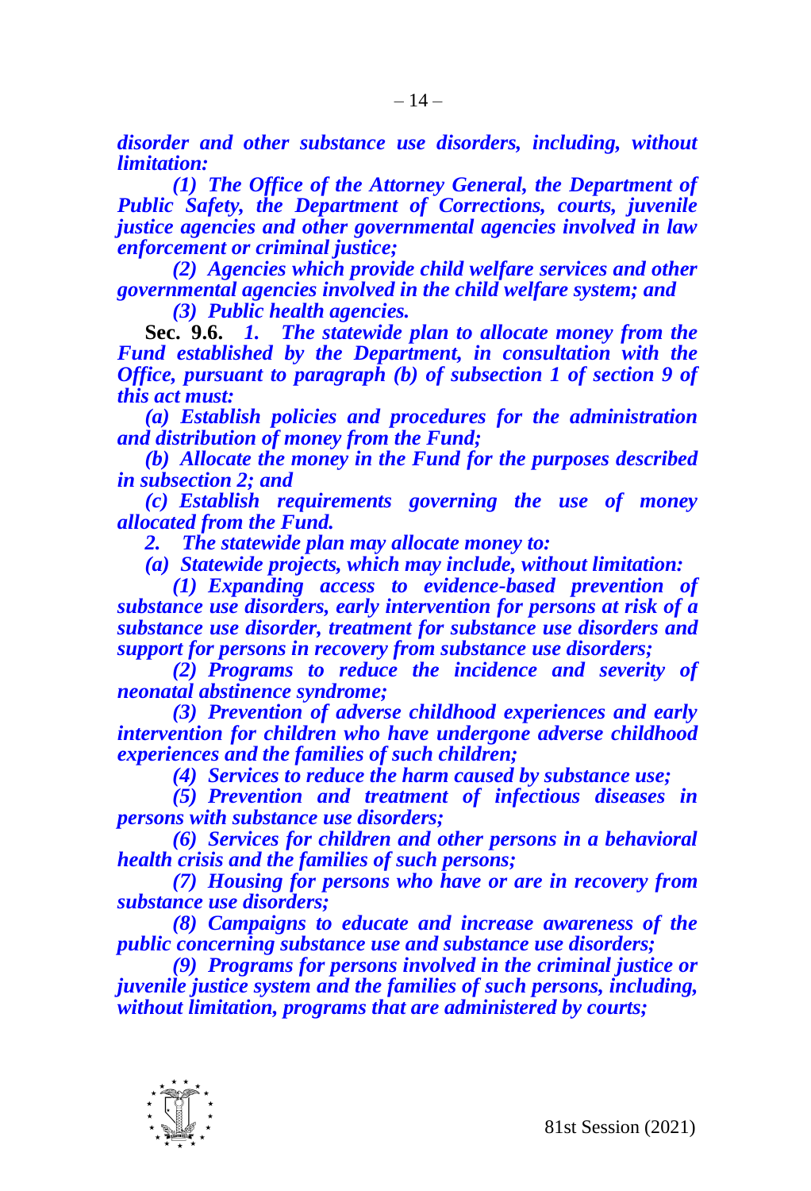***disorder and other substance use disorders, including, without limitation:***

***(1) The Office of the Attorney General, the Department of Public Safety, the Department of Corrections, courts, juvenile justice agencies and other governmental agencies involved in law enforcement or criminal justice;***

***(2) Agencies which provide child welfare services and other governmental agencies involved in the child welfare system; and***

***(3) Public health agencies.***

**Sec. 9.6.** ***1. The statewide plan to allocate money from the Fund established by the Department, in consultation with the Office, pursuant to paragraph (b) of subsection 1 of section 9 of this act must:***

***(a) Establish policies and procedures for the administration and distribution of money from the Fund;***

***(b) Allocate the money in the Fund for the purposes described in subsection 2; and***

***(c) Establish requirements governing the use of money allocated from the Fund.***

***2. The statewide plan may allocate money to:***

***(a) Statewide projects, which may include, without limitation:***

***(1) Expanding access to evidence-based prevention of substance use disorders, early intervention for persons at risk of a substance use disorder, treatment for substance use disorders and support for persons in recovery from substance use disorders;***

***(2) Programs to reduce the incidence and severity of neonatal abstinence syndrome;***

***(3) Prevention of adverse childhood experiences and early intervention for children who have undergone adverse childhood experiences and the families of such children;***

***(4) Services to reduce the harm caused by substance use;***

***(5) Prevention and treatment of infectious diseases in persons with substance use disorders;***

***(6) Services for children and other persons in a behavioral health crisis and the families of such persons;***

***(7) Housing for persons who have or are in recovery from substance use disorders;***

***(8) Campaigns to educate and increase awareness of the public concerning substance use and substance use disorders;***

***(9) Programs for persons involved in the criminal justice or juvenile justice system and the families of such persons, including, without limitation, programs that are administered by courts;***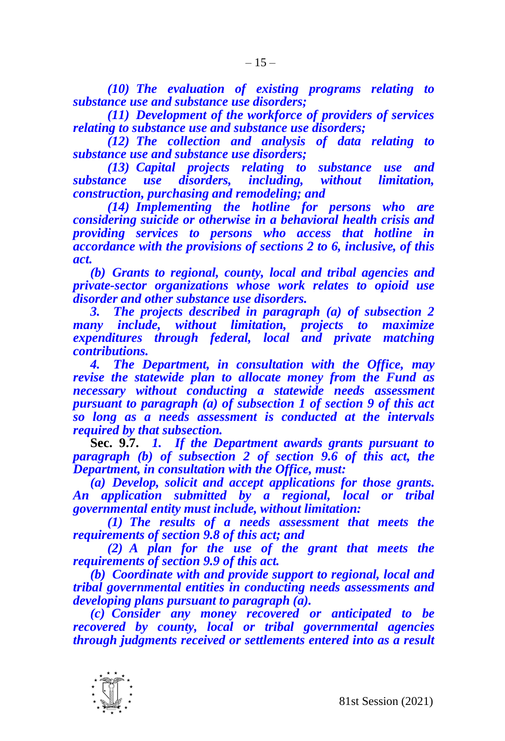*(10) The evaluation of existing programs relating to substance use and substance use disorders;*

*(11) Development of the workforce of providers of services relating to substance use and substance use disorders;*

*(12) The collection and analysis of data relating to substance use and substance use disorders;*

*(13) Capital projects relating to substance use and substance use disorders, including, without limitation, construction, purchasing and remodeling; and*

*(14) Implementing the hotline for persons who are considering suicide or otherwise in a behavioral health crisis and providing services to persons who access that hotline in accordance with the provisions of sections 2 to 6, inclusive, of this act.*

*(b) Grants to regional, county, local and tribal agencies and private-sector organizations whose work relates to opioid use disorder and other substance use disorders.*

*3. The projects described in paragraph (a) of subsection 2 many include, without limitation, projects to maximize expenditures through federal, local and private matching contributions.*

*4. The Department, in consultation with the Office, may revise the statewide plan to allocate money from the Fund as necessary without conducting a statewide needs assessment pursuant to paragraph (a) of subsection 1 of section 9 of this act so long as a needs assessment is conducted at the intervals required by that subsection.*

**Sec. 9.7.** *1. If the Department awards grants pursuant to paragraph (b) of subsection 2 of section 9.6 of this act, the Department, in consultation with the Office, must:*

*(a) Develop, solicit and accept applications for those grants. An application submitted by a regional, local or tribal governmental entity must include, without limitation:*

*(1) The results of a needs assessment that meets the requirements of section 9.8 of this act; and*

*(2) A plan for the use of the grant that meets the requirements of section 9.9 of this act.*

*(b) Coordinate with and provide support to regional, local and tribal governmental entities in conducting needs assessments and developing plans pursuant to paragraph (a).*

*(c) Consider any money recovered or anticipated to be recovered by county, local or tribal governmental agencies through judgments received or settlements entered into as a result*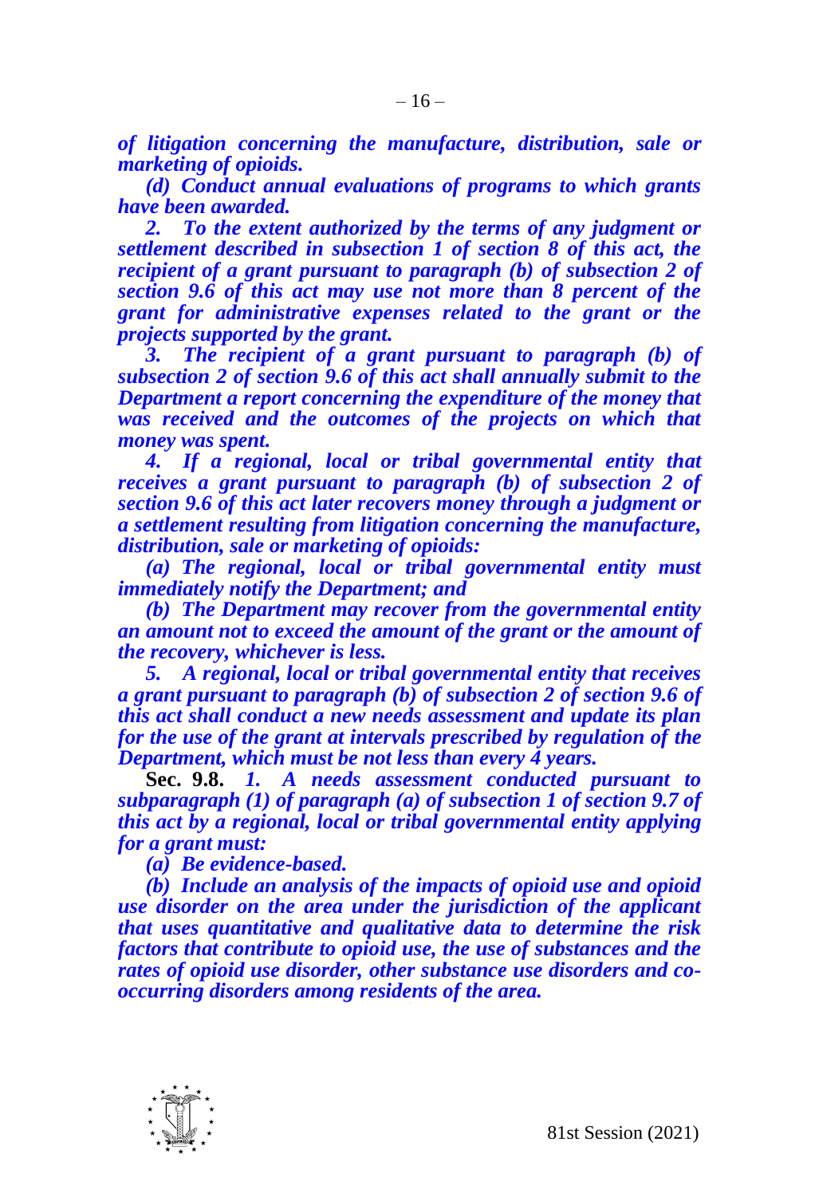*of litigation concerning the manufacture, distribution, sale or marketing of opioids.*

*(d) Conduct annual evaluations of programs to which grants have been awarded.*

*2. To the extent authorized by the terms of any judgment or settlement described in subsection 1 of section 8 of this act, the recipient of a grant pursuant to paragraph (b) of subsection 2 of section 9.6 of this act may use not more than 8 percent of the grant for administrative expenses related to the grant or the projects supported by the grant.*

*3. The recipient of a grant pursuant to paragraph (b) of subsection 2 of section 9.6 of this act shall annually submit to the Department a report concerning the expenditure of the money that was received and the outcomes of the projects on which that money was spent.*

*4. If a regional, local or tribal governmental entity that receives a grant pursuant to paragraph (b) of subsection 2 of section 9.6 of this act later recovers money through a judgment or a settlement resulting from litigation concerning the manufacture, distribution, sale or marketing of opioids:*

*(a) The regional, local or tribal governmental entity must immediately notify the Department; and*

*(b) The Department may recover from the governmental entity an amount not to exceed the amount of the grant or the amount of the recovery, whichever is less.*

*5. A regional, local or tribal governmental entity that receives a grant pursuant to paragraph (b) of subsection 2 of section 9.6 of this act shall conduct a new needs assessment and update its plan for the use of the grant at intervals prescribed by regulation of the Department, which must be not less than every 4 years.*

**Sec. 9.8.** *1. A needs assessment conducted pursuant to subparagraph (1) of paragraph (a) of subsection 1 of section 9.7 of this act by a regional, local or tribal governmental entity applying for a grant must:*

*(a) Be evidence-based.*

*(b) Include an analysis of the impacts of opioid use and opioid use disorder on the area under the jurisdiction of the applicant that uses quantitative and qualitative data to determine the risk factors that contribute to opioid use, the use of substances and the rates of opioid use disorder, other substance use disorders and co-occurring disorders among residents of the area.*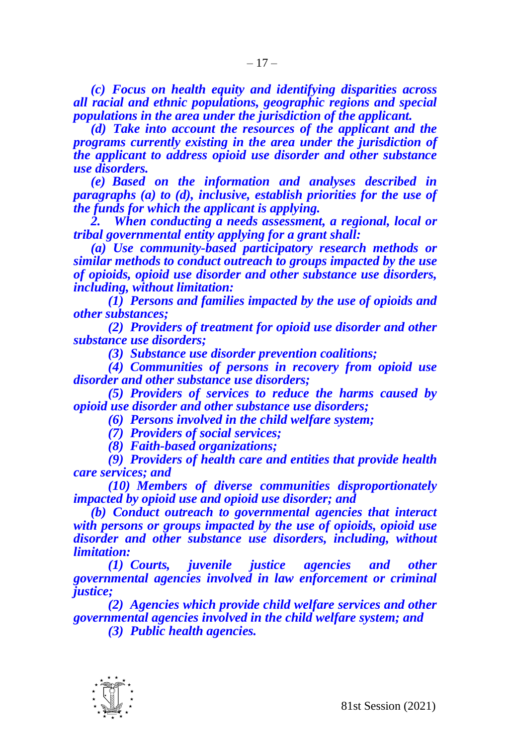*(c) Focus on health equity and identifying disparities across all racial and ethnic populations, geographic regions and special populations in the area under the jurisdiction of the applicant.*

*(d) Take into account the resources of the applicant and the programs currently existing in the area under the jurisdiction of the applicant to address opioid use disorder and other substance use disorders.*

*(e) Based on the information and analyses described in paragraphs (a) to (d), inclusive, establish priorities for the use of the funds for which the applicant is applying.*

*2. When conducting a needs assessment, a regional, local or tribal governmental entity applying for a grant shall:*

*(a) Use community-based participatory research methods or similar methods to conduct outreach to groups impacted by the use of opioids, opioid use disorder and other substance use disorders, including, without limitation:*

*(1) Persons and families impacted by the use of opioids and other substances;*

*(2) Providers of treatment for opioid use disorder and other substance use disorders;*

*(3) Substance use disorder prevention coalitions;*

*(4) Communities of persons in recovery from opioid use disorder and other substance use disorders;*

*(5) Providers of services to reduce the harms caused by opioid use disorder and other substance use disorders;*

*(6) Persons involved in the child welfare system;*

*(7) Providers of social services;*

*(8) Faith-based organizations;*

*(9) Providers of health care and entities that provide health care services; and*

*(10) Members of diverse communities disproportionately impacted by opioid use and opioid use disorder; and*

*(b) Conduct outreach to governmental agencies that interact with persons or groups impacted by the use of opioids, opioid use disorder and other substance use disorders, including, without limitation:*

*(1) Courts, juvenile justice agencies and other governmental agencies involved in law enforcement or criminal justice;*

*(2) Agencies which provide child welfare services and other governmental agencies involved in the child welfare system; and*

*(3) Public health agencies.*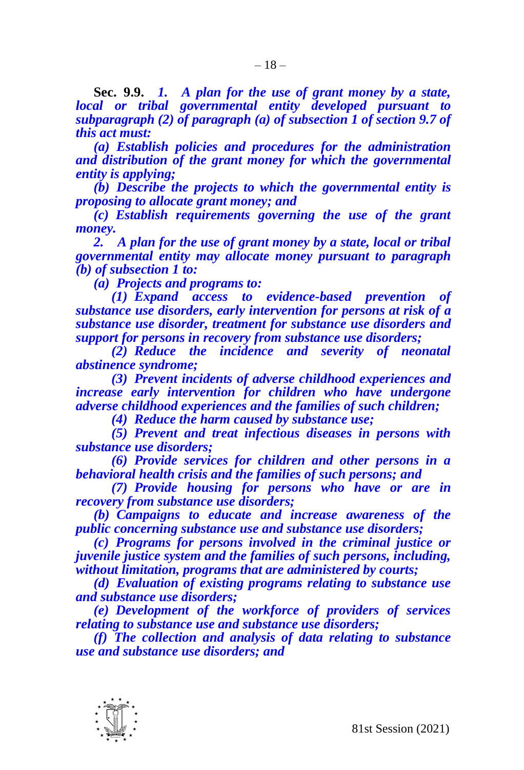**Sec. 9.9.** ***1. A plan for the use of grant money by a state, local or tribal governmental entity developed pursuant to subparagraph (2) of paragraph (a) of subsection 1 of section 9.7 of this act must:***

***(a) Establish policies and procedures for the administration and distribution of the grant money for which the governmental entity is applying;***

***(b) Describe the projects to which the governmental entity is proposing to allocate grant money; and***

***(c) Establish requirements governing the use of the grant money.***

***2. A plan for the use of grant money by a state, local or tribal governmental entity may allocate money pursuant to paragraph (b) of subsection 1 to:***

***(a) Projects and programs to:***

***(1) Expand access to evidence-based prevention of substance use disorders, early intervention for persons at risk of a substance use disorder, treatment for substance use disorders and support for persons in recovery from substance use disorders;***

***(2) Reduce the incidence and severity of neonatal abstinence syndrome;***

***(3) Prevent incidents of adverse childhood experiences and increase early intervention for children who have undergone adverse childhood experiences and the families of such children;***

***(4) Reduce the harm caused by substance use;***

***(5) Prevent and treat infectious diseases in persons with substance use disorders;***

***(6) Provide services for children and other persons in a behavioral health crisis and the families of such persons; and***

***(7) Provide housing for persons who have or are in recovery from substance use disorders;***

***(b) Campaigns to educate and increase awareness of the public concerning substance use and substance use disorders;***

***(c) Programs for persons involved in the criminal justice or juvenile justice system and the families of such persons, including, without limitation, programs that are administered by courts;***

***(d) Evaluation of existing programs relating to substance use and substance use disorders;***

***(e) Development of the workforce of providers of services relating to substance use and substance use disorders;***

***(f) The collection and analysis of data relating to substance use and substance use disorders; and***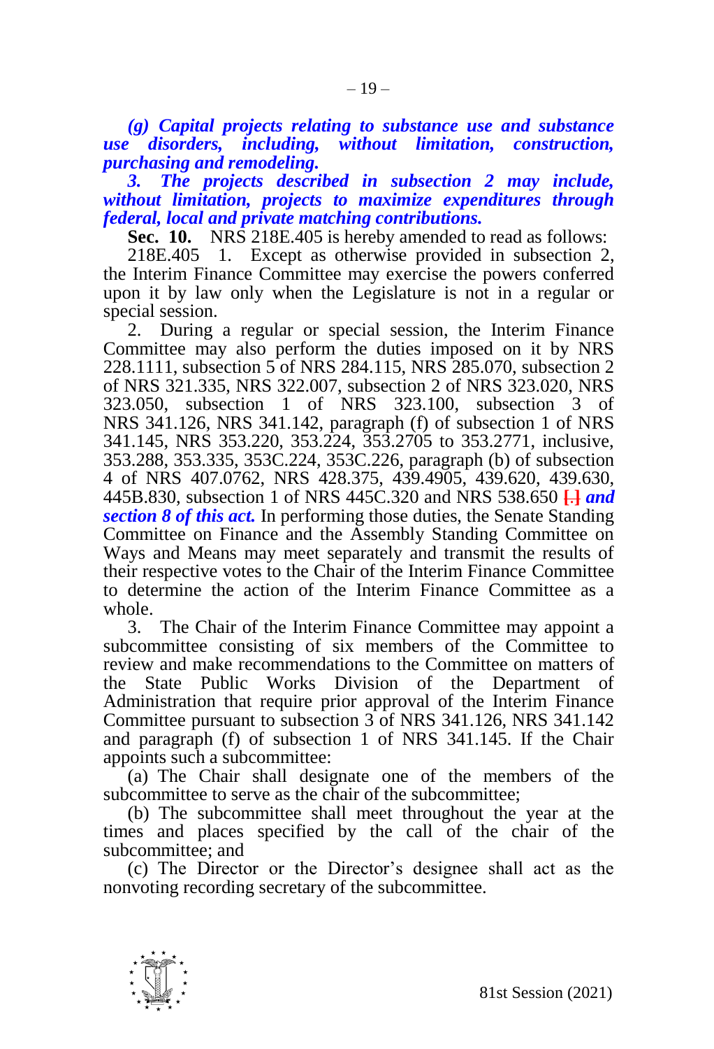***(g) Capital projects relating to substance use and substance use disorders, including, without limitation, construction, purchasing and remodeling.***

***3. The projects described in subsection 2 may include, without limitation, projects to maximize expenditures through federal, local and private matching contributions.***

**Sec. 10.** NRS 218E.405 is hereby amended to read as follows:

218E.405 1. Except as otherwise provided in subsection 2, the Interim Finance Committee may exercise the powers conferred upon it by law only when the Legislature is not in a regular or special session.

2. During a regular or special session, the Interim Finance Committee may also perform the duties imposed on it by NRS 228.1111, subsection 5 of NRS 284.115, NRS 285.070, subsection 2 of NRS 321.335, NRS 322.007, subsection 2 of NRS 323.020, NRS 323.050, subsection 1 of NRS 323.100, subsection 3 of NRS 341.126, NRS 341.142, paragraph (f) of subsection 1 of NRS 341.145, NRS 353.220, 353.224, 353.2705 to 353.2771, inclusive, 353.288, 353.335, 353C.224, 353C.226, paragraph (b) of subsection 4 of NRS 407.0762, NRS 428.375, 439.4905, 439.620, 439.630, 445B.830, subsection 1 of NRS 445C.320 and NRS 538.650 **[.]** ***and section 8 of this act.*** In performing those duties, the Senate Standing Committee on Finance and the Assembly Standing Committee on Ways and Means may meet separately and transmit the results of their respective votes to the Chair of the Interim Finance Committee to determine the action of the Interim Finance Committee as a whole.

3. The Chair of the Interim Finance Committee may appoint a subcommittee consisting of six members of the Committee to review and make recommendations to the Committee on matters of the State Public Works Division of the Department of Administration that require prior approval of the Interim Finance Committee pursuant to subsection 3 of NRS 341.126, NRS 341.142 and paragraph (f) of subsection 1 of NRS 341.145. If the Chair appoints such a subcommittee:

(a) The Chair shall designate one of the members of the subcommittee to serve as the chair of the subcommittee;

(b) The subcommittee shall meet throughout the year at the times and places specified by the call of the chair of the subcommittee; and

(c) The Director or the Director's designee shall act as the nonvoting recording secretary of the subcommittee.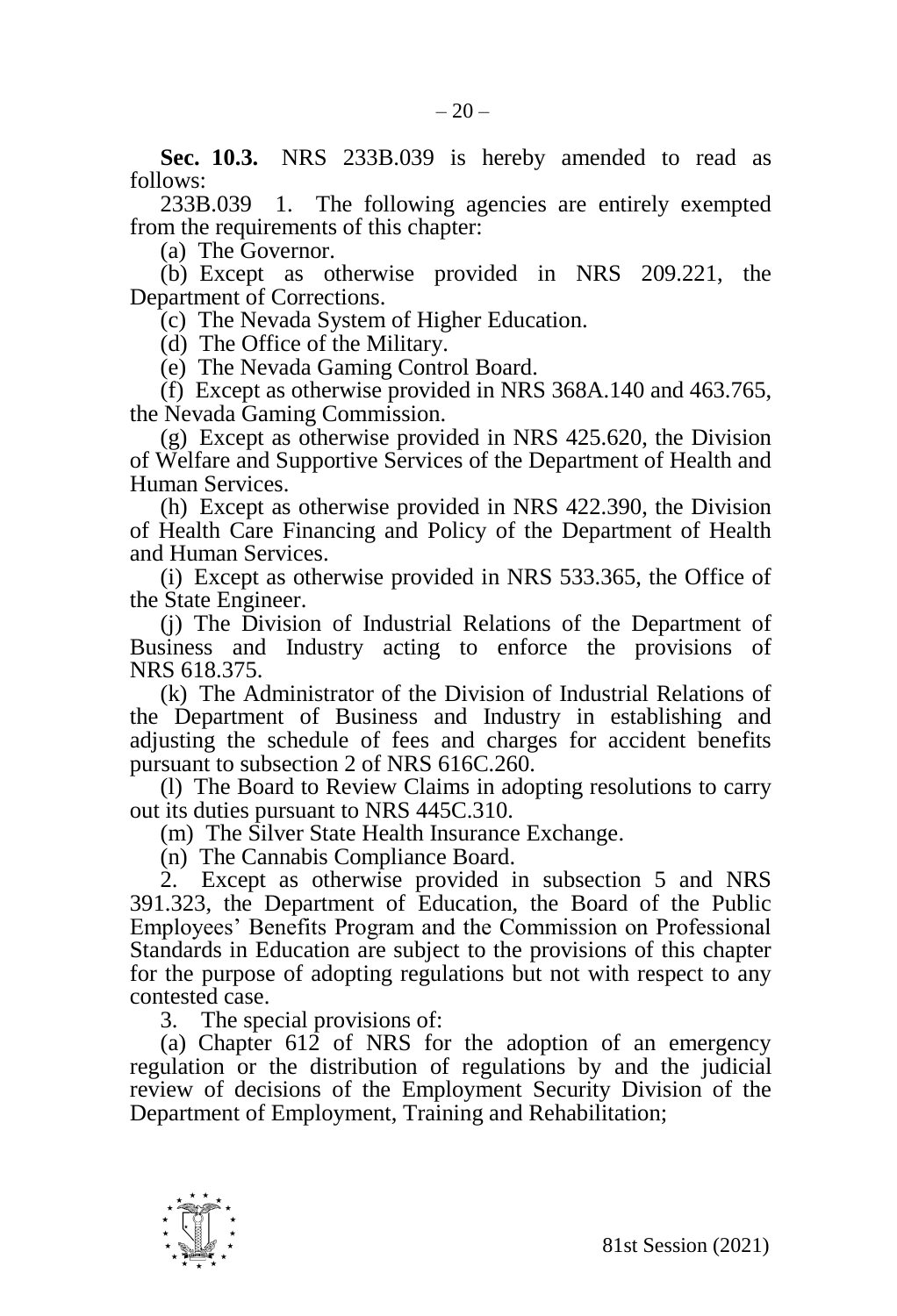**Sec. 10.3.** NRS 233B.039 is hereby amended to read as follows:

233B.039 1. The following agencies are entirely exempted from the requirements of this chapter:

(a) The Governor.

(b) Except as otherwise provided in NRS 209.221, the Department of Corrections.

(c) The Nevada System of Higher Education.

(d) The Office of the Military.

(e) The Nevada Gaming Control Board.

(f) Except as otherwise provided in NRS 368A.140 and 463.765, the Nevada Gaming Commission.

(g) Except as otherwise provided in NRS 425.620, the Division of Welfare and Supportive Services of the Department of Health and Human Services.

(h) Except as otherwise provided in NRS 422.390, the Division of Health Care Financing and Policy of the Department of Health and Human Services.

(i) Except as otherwise provided in NRS 533.365, the Office of the State Engineer.

(j) The Division of Industrial Relations of the Department of Business and Industry acting to enforce the provisions of NRS 618.375.

(k) The Administrator of the Division of Industrial Relations of the Department of Business and Industry in establishing and adjusting the schedule of fees and charges for accident benefits pursuant to subsection 2 of NRS 616C.260.

(l) The Board to Review Claims in adopting resolutions to carry out its duties pursuant to NRS 445C.310.

(m) The Silver State Health Insurance Exchange.

(n) The Cannabis Compliance Board.

2. Except as otherwise provided in subsection 5 and NRS 391.323, the Department of Education, the Board of the Public Employees' Benefits Program and the Commission on Professional Standards in Education are subject to the provisions of this chapter for the purpose of adopting regulations but not with respect to any contested case.

3. The special provisions of:

(a) Chapter 612 of NRS for the adoption of an emergency regulation or the distribution of regulations by and the judicial review of decisions of the Employment Security Division of the Department of Employment, Training and Rehabilitation;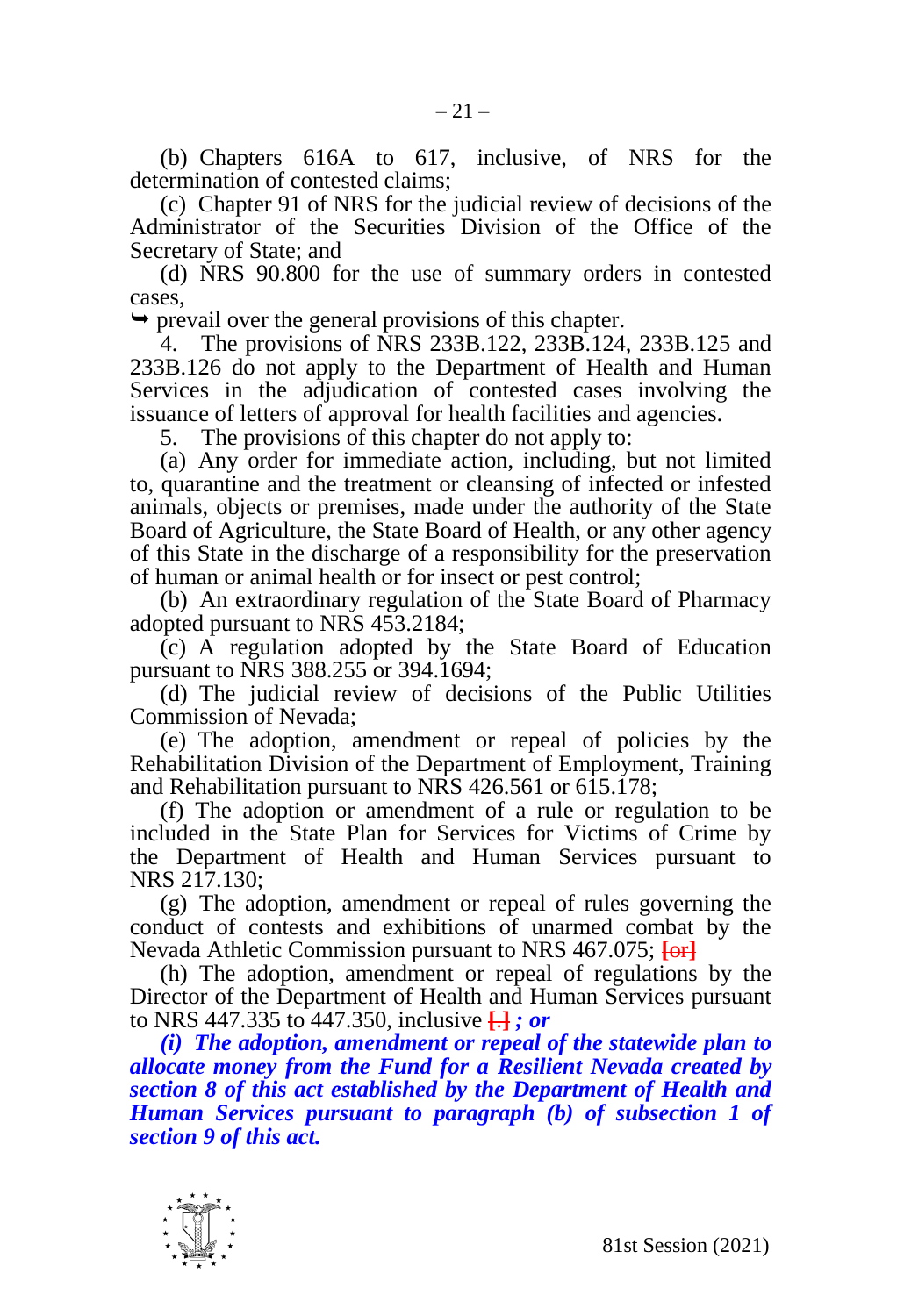(b) Chapters 616A to 617, inclusive, of NRS for the determination of contested claims;

(c) Chapter 91 of NRS for the judicial review of decisions of the Administrator of the Securities Division of the Office of the Secretary of State; and

(d) NRS 90.800 for the use of summary orders in contested cases,

➥ prevail over the general provisions of this chapter.

4. The provisions of NRS 233B.122, 233B.124, 233B.125 and 233B.126 do not apply to the Department of Health and Human Services in the adjudication of contested cases involving the issuance of letters of approval for health facilities and agencies.

5. The provisions of this chapter do not apply to:

(a) Any order for immediate action, including, but not limited to, quarantine and the treatment or cleansing of infected or infested animals, objects or premises, made under the authority of the State Board of Agriculture, the State Board of Health, or any other agency of this State in the discharge of a responsibility for the preservation of human or animal health or for insect or pest control;

(b) An extraordinary regulation of the State Board of Pharmacy adopted pursuant to NRS 453.2184;

(c) A regulation adopted by the State Board of Education pursuant to NRS 388.255 or 394.1694;

(d) The judicial review of decisions of the Public Utilities Commission of Nevada;

(e) The adoption, amendment or repeal of policies by the Rehabilitation Division of the Department of Employment, Training and Rehabilitation pursuant to NRS 426.561 or 615.178;

(f) The adoption or amendment of a rule or regulation to be included in the State Plan for Services for Victims of Crime by the Department of Health and Human Services pursuant to NRS 217.130;

(g) The adoption, amendment or repeal of rules governing the conduct of contests and exhibitions of unarmed combat by the Nevada Athletic Commission pursuant to NRS 467.075; **[or]**

(h) The adoption, amendment or repeal of regulations by the Director of the Department of Health and Human Services pursuant to NRS 447.335 to 447.350, inclusive **[.]** ***; or***

***(i) The adoption, amendment or repeal of the statewide plan to allocate money from the Fund for a Resilient Nevada created by section 8 of this act established by the Department of Health and Human Services pursuant to paragraph (b) of subsection 1 of section 9 of this act.***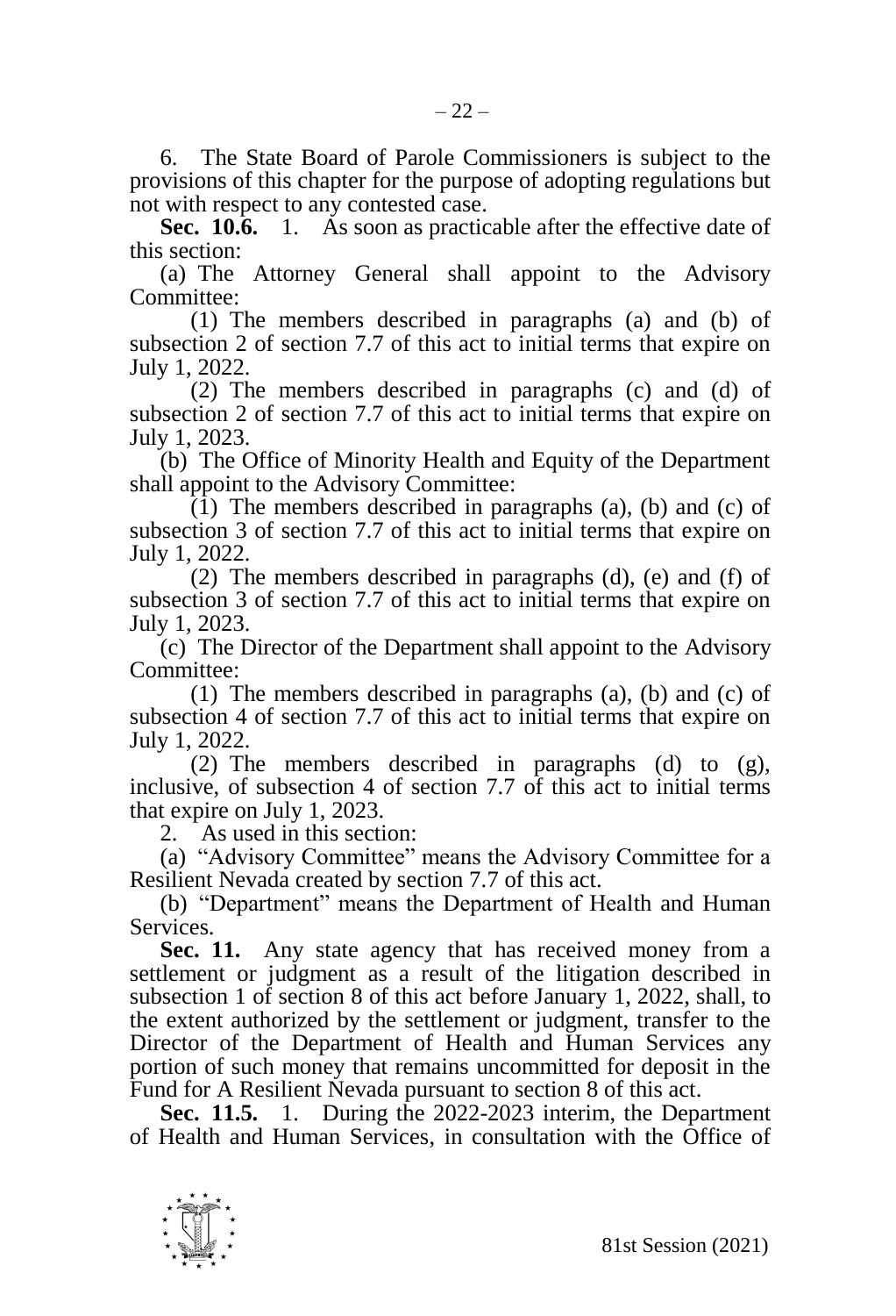6. The State Board of Parole Commissioners is subject to the provisions of this chapter for the purpose of adopting regulations but not with respect to any contested case.

**Sec. 10.6.** 1. As soon as practicable after the effective date of this section:

(a) The Attorney General shall appoint to the Advisory Committee:

(1) The members described in paragraphs (a) and (b) of subsection 2 of section 7.7 of this act to initial terms that expire on July 1, 2022.

(2) The members described in paragraphs (c) and (d) of subsection 2 of section 7.7 of this act to initial terms that expire on July 1, 2023.

(b) The Office of Minority Health and Equity of the Department shall appoint to the Advisory Committee:

(1) The members described in paragraphs (a), (b) and (c) of subsection 3 of section 7.7 of this act to initial terms that expire on July 1, 2022.

(2) The members described in paragraphs (d), (e) and (f) of subsection 3 of section 7.7 of this act to initial terms that expire on July 1, 2023.

(c) The Director of the Department shall appoint to the Advisory Committee:

(1) The members described in paragraphs (a), (b) and (c) of subsection 4 of section 7.7 of this act to initial terms that expire on July 1, 2022.

(2) The members described in paragraphs (d) to (g), inclusive, of subsection 4 of section 7.7 of this act to initial terms that expire on July 1, 2023.

2. As used in this section:

(a) "Advisory Committee" means the Advisory Committee for a Resilient Nevada created by section 7.7 of this act.

(b) "Department" means the Department of Health and Human Services.

**Sec. 11.** Any state agency that has received money from a settlement or judgment as a result of the litigation described in subsection 1 of section 8 of this act before January 1, 2022, shall, to the extent authorized by the settlement or judgment, transfer to the Director of the Department of Health and Human Services any portion of such money that remains uncommitted for deposit in the Fund for A Resilient Nevada pursuant to section 8 of this act.

**Sec. 11.5.** 1. During the 2022-2023 interim, the Department of Health and Human Services, in consultation with the Office of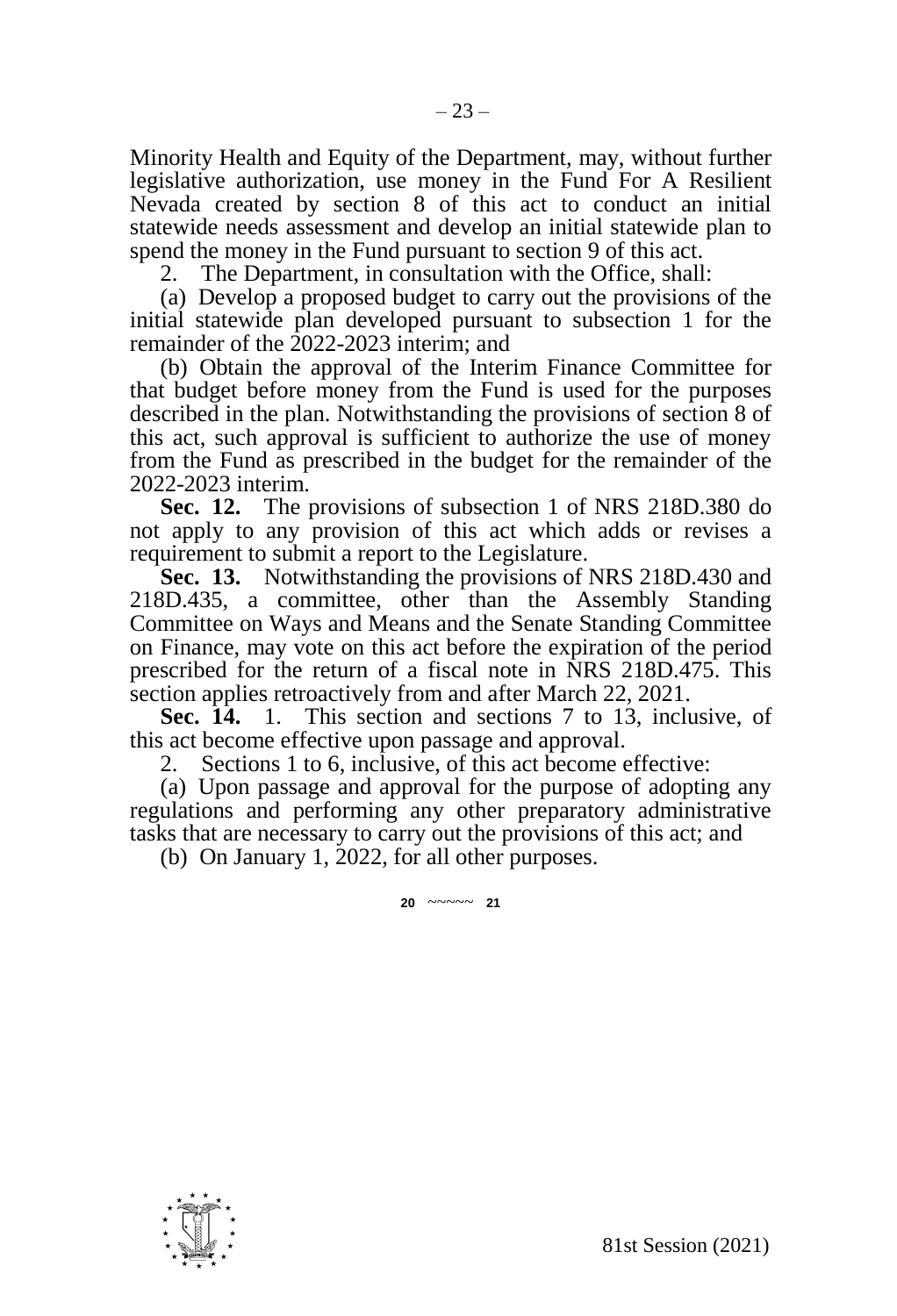Minority Health and Equity of the Department, may, without further legislative authorization, use money in the Fund For A Resilient Nevada created by section 8 of this act to conduct an initial statewide needs assessment and develop an initial statewide plan to spend the money in the Fund pursuant to section 9 of this act.

2. The Department, in consultation with the Office, shall:

(a) Develop a proposed budget to carry out the provisions of the initial statewide plan developed pursuant to subsection 1 for the remainder of the 2022-2023 interim; and

(b) Obtain the approval of the Interim Finance Committee for that budget before money from the Fund is used for the purposes described in the plan. Notwithstanding the provisions of section 8 of this act, such approval is sufficient to authorize the use of money from the Fund as prescribed in the budget for the remainder of the 2022-2023 interim.

**Sec. 12.** The provisions of subsection 1 of NRS 218D.380 do not apply to any provision of this act which adds or revises a requirement to submit a report to the Legislature.

**Sec. 13.** Notwithstanding the provisions of NRS 218D.430 and 218D.435, a committee, other than the Assembly Standing Committee on Ways and Means and the Senate Standing Committee on Finance, may vote on this act before the expiration of the period prescribed for the return of a fiscal note in NRS 218D.475. This section applies retroactively from and after March 22, 2021.

**Sec. 14.** 1. This section and sections 7 to 13, inclusive, of this act become effective upon passage and approval.

2. Sections 1 to 6, inclusive, of this act become effective:

(a) Upon passage and approval for the purpose of adopting any regulations and performing any other preparatory administrative tasks that are necessary to carry out the provisions of this act; and

(b) On January 1, 2022, for all other purposes.

20 ~~~~~ 21